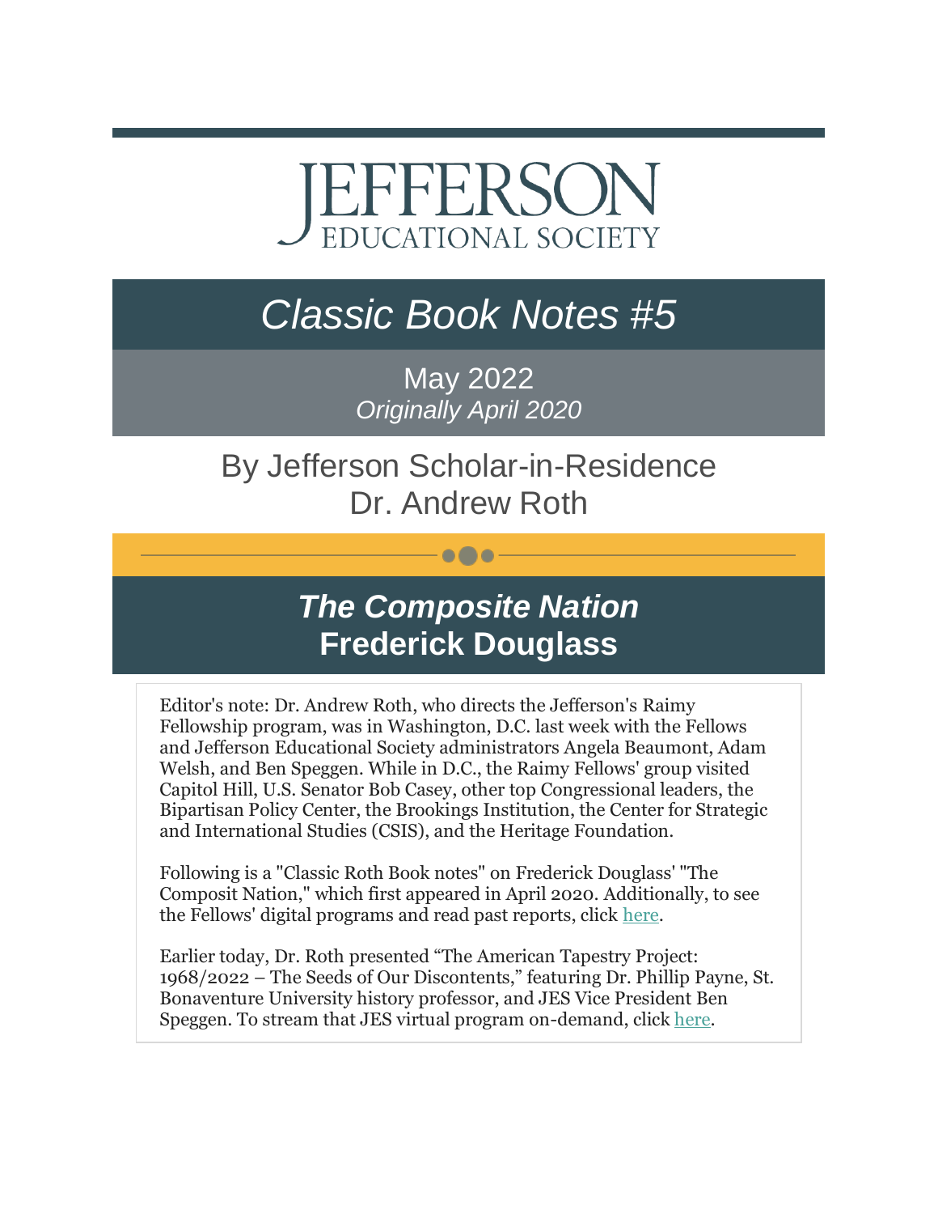# JEFFERSON EDUCATIONAL SOCIETY

# *Classic Book Notes #5*

May 2022
*Originally April 2020*

## By Jefferson Scholar-in-Residence Dr. Andrew Roth

## ***The Composite Nation*** **Frederick Douglass**

Editor's note: Dr. Andrew Roth, who directs the Jefferson's Raimy Fellowship program, was in Washington, D.C. last week with the Fellows and Jefferson Educational Society administrators Angela Beaumont, Adam Welsh, and Ben Speggen. While in D.C., the Raimy Fellows' group visited Capitol Hill, U.S. Senator Bob Casey, other top Congressional leaders, the Bipartisan Policy Center, the Brookings Institution, the Center for Strategic and International Studies (CSIS), and the Heritage Foundation.

Following is a "Classic Roth Book notes" on Frederick Douglass' "The Composit Nation," which first appeared in April 2020. Additionally, to see the Fellows' digital programs and read past reports, click here.

Earlier today, Dr. Roth presented "The American Tapestry Project: 1968/2022 – The Seeds of Our Discontents," featuring Dr. Phillip Payne, St. Bonaventure University history professor, and JES Vice President Ben Speggen. To stream that JES virtual program on-demand, click here.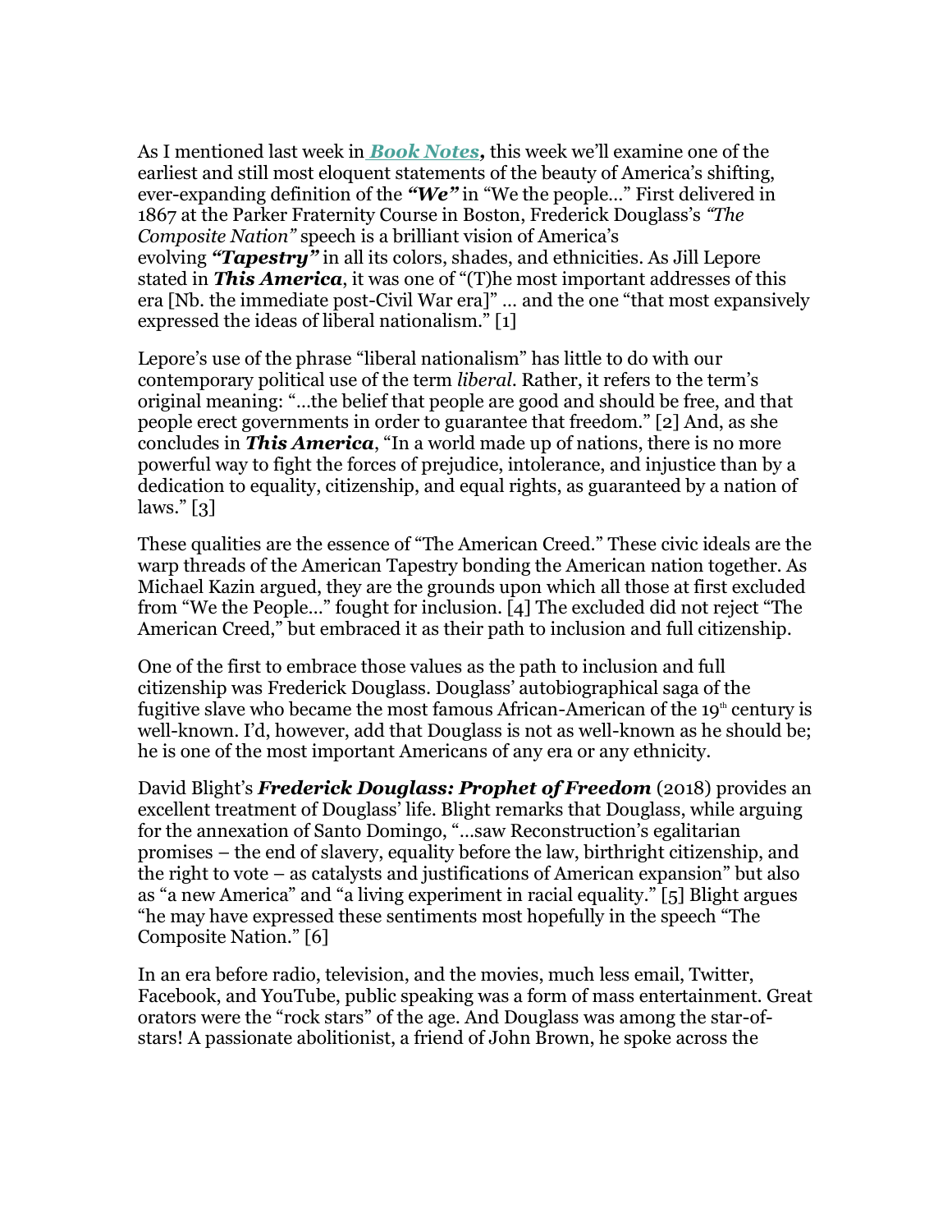As I mentioned last week in ***Book Notes*,** this week we'll examine one of the earliest and still most eloquent statements of the beauty of America's shifting, ever-expanding definition of the ***"We"*** in "We the people…" First delivered in 1867 at the Parker Fraternity Course in Boston, Frederick Douglass's *"The Composite Nation"* speech is a brilliant vision of America's evolving ***"Tapestry"*** in all its colors, shades, and ethnicities. As Jill Lepore stated in ***This America***, it was one of "(T)he most important addresses of this era [Nb. the immediate post-Civil War era]" … and the one "that most expansively expressed the ideas of liberal nationalism." [1]

Lepore's use of the phrase "liberal nationalism" has little to do with our contemporary political use of the term *liberal*. Rather, it refers to the term's original meaning: "…the belief that people are good and should be free, and that people erect governments in order to guarantee that freedom." [2] And, as she concludes in ***This America***, "In a world made up of nations, there is no more powerful way to fight the forces of prejudice, intolerance, and injustice than by a dedication to equality, citizenship, and equal rights, as guaranteed by a nation of laws." [3]

These qualities are the essence of "The American Creed." These civic ideals are the warp threads of the American Tapestry bonding the American nation together. As Michael Kazin argued, they are the grounds upon which all those at first excluded from "We the People…" fought for inclusion. [4] The excluded did not reject "The American Creed," but embraced it as their path to inclusion and full citizenship.

One of the first to embrace those values as the path to inclusion and full citizenship was Frederick Douglass. Douglass' autobiographical saga of the fugitive slave who became the most famous African-American of the 19th century is well-known. I'd, however, add that Douglass is not as well-known as he should be; he is one of the most important Americans of any era or any ethnicity.

David Blight's ***Frederick Douglass: Prophet of Freedom*** (2018) provides an excellent treatment of Douglass' life. Blight remarks that Douglass, while arguing for the annexation of Santo Domingo, "…saw Reconstruction's egalitarian promises – the end of slavery, equality before the law, birthright citizenship, and the right to vote – as catalysts and justifications of American expansion" but also as "a new America" and "a living experiment in racial equality." [5] Blight argues "he may have expressed these sentiments most hopefully in the speech "The Composite Nation." [6]

In an era before radio, television, and the movies, much less email, Twitter, Facebook, and YouTube, public speaking was a form of mass entertainment. Great orators were the "rock stars" of the age. And Douglass was among the star-of-stars! A passionate abolitionist, a friend of John Brown, he spoke across the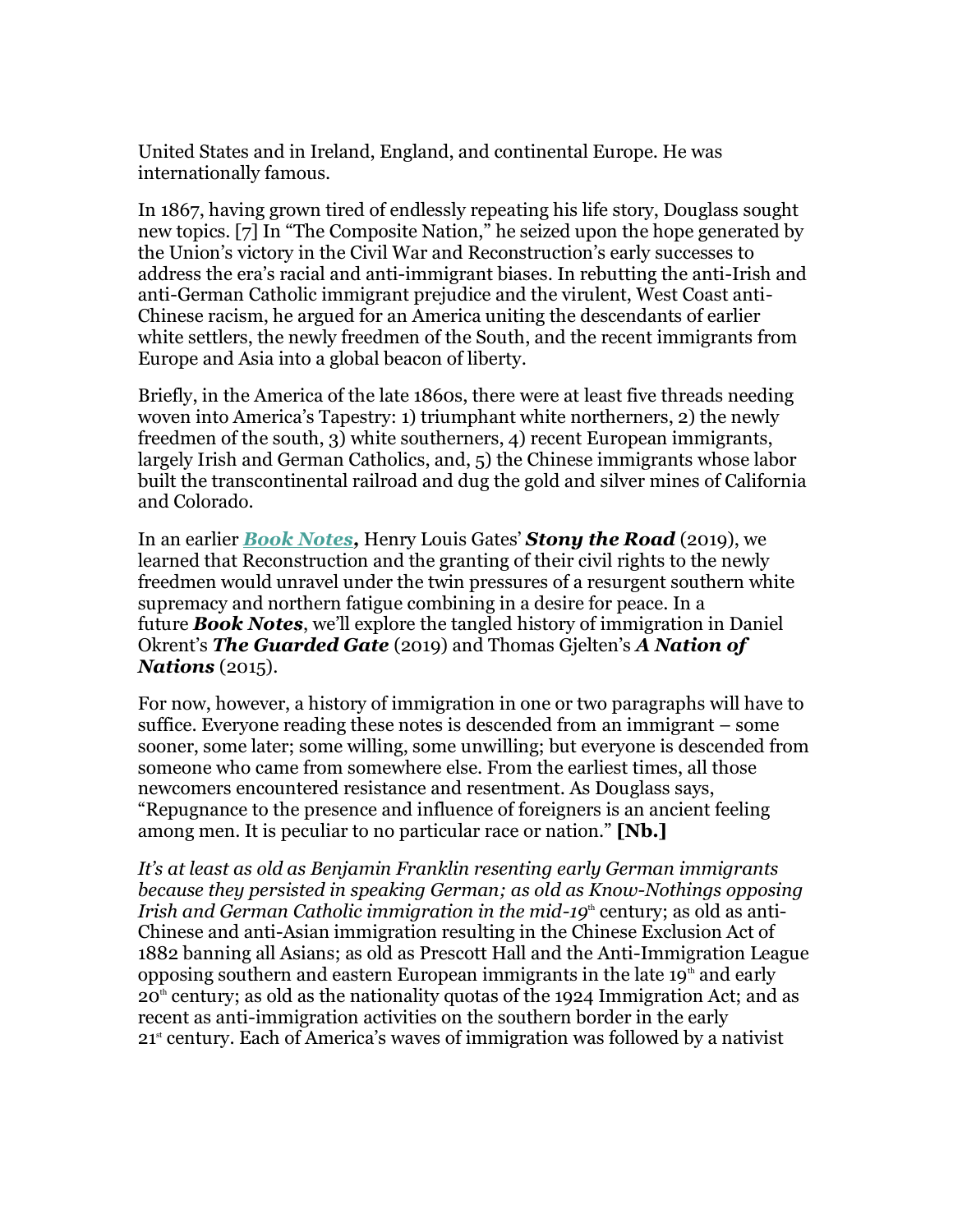United States and in Ireland, England, and continental Europe. He was internationally famous.

In 1867, having grown tired of endlessly repeating his life story, Douglass sought new topics. [7] In "The Composite Nation," he seized upon the hope generated by the Union's victory in the Civil War and Reconstruction's early successes to address the era's racial and anti-immigrant biases. In rebutting the anti-Irish and anti-German Catholic immigrant prejudice and the virulent, West Coast anti-Chinese racism, he argued for an America uniting the descendants of earlier white settlers, the newly freedmen of the South, and the recent immigrants from Europe and Asia into a global beacon of liberty.

Briefly, in the America of the late 1860s, there were at least five threads needing woven into America's Tapestry: 1) triumphant white northerners, 2) the newly freedmen of the south, 3) white southerners, 4) recent European immigrants, largely Irish and German Catholics, and, 5) the Chinese immigrants whose labor built the transcontinental railroad and dug the gold and silver mines of California and Colorado.

In an earlier ***Book Notes*,** Henry Louis Gates' ***Stony the Road*** (2019), we learned that Reconstruction and the granting of their civil rights to the newly freedmen would unravel under the twin pressures of a resurgent southern white supremacy and northern fatigue combining in a desire for peace. In a future ***Book Notes***, we'll explore the tangled history of immigration in Daniel Okrent's ***The Guarded Gate*** (2019) and Thomas Gjelten's ***A Nation of Nations*** (2015).

For now, however, a history of immigration in one or two paragraphs will have to suffice. Everyone reading these notes is descended from an immigrant – some sooner, some later; some willing, some unwilling; but everyone is descended from someone who came from somewhere else. From the earliest times, all those newcomers encountered resistance and resentment. As Douglass says, "Repugnance to the presence and influence of foreigners is an ancient feeling among men. It is peculiar to no particular race or nation." **[Nb.]**

*It's at least as old as Benjamin Franklin resenting early German immigrants because they persisted in speaking German; as old as Know-Nothings opposing Irish and German Catholic immigration in the mid-19th* century; as old as anti-Chinese and anti-Asian immigration resulting in the Chinese Exclusion Act of 1882 banning all Asians; as old as Prescott Hall and the Anti-Immigration League opposing southern and eastern European immigrants in the late 19th and early 20th century; as old as the nationality quotas of the 1924 Immigration Act; and as recent as anti-immigration activities on the southern border in the early 21st century. Each of America's waves of immigration was followed by a nativist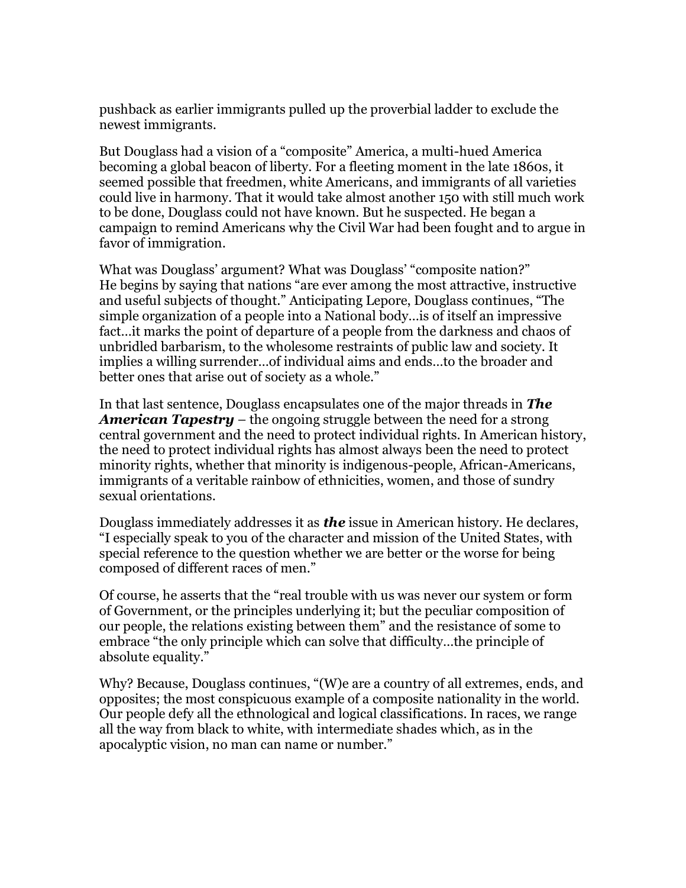pushback as earlier immigrants pulled up the proverbial ladder to exclude the newest immigrants.

But Douglass had a vision of a "composite" America, a multi-hued America becoming a global beacon of liberty. For a fleeting moment in the late 1860s, it seemed possible that freedmen, white Americans, and immigrants of all varieties could live in harmony. That it would take almost another 150 with still much work to be done, Douglass could not have known. But he suspected. He began a campaign to remind Americans why the Civil War had been fought and to argue in favor of immigration.

What was Douglass' argument? What was Douglass' "composite nation?" He begins by saying that nations "are ever among the most attractive, instructive and useful subjects of thought." Anticipating Lepore, Douglass continues, "The simple organization of a people into a National body…is of itself an impressive fact…it marks the point of departure of a people from the darkness and chaos of unbridled barbarism, to the wholesome restraints of public law and society. It implies a willing surrender…of individual aims and ends…to the broader and better ones that arise out of society as a whole."

In that last sentence, Douglass encapsulates one of the major threads in ***The American Tapestry*** – the ongoing struggle between the need for a strong central government and the need to protect individual rights. In American history, the need to protect individual rights has almost always been the need to protect minority rights, whether that minority is indigenous-people, African-Americans, immigrants of a veritable rainbow of ethnicities, women, and those of sundry sexual orientations.

Douglass immediately addresses it as ***the*** issue in American history. He declares, "I especially speak to you of the character and mission of the United States, with special reference to the question whether we are better or the worse for being composed of different races of men."

Of course, he asserts that the "real trouble with us was never our system or form of Government, or the principles underlying it; but the peculiar composition of our people, the relations existing between them" and the resistance of some to embrace "the only principle which can solve that difficulty…the principle of absolute equality."

Why? Because, Douglass continues, "(W)e are a country of all extremes, ends, and opposites; the most conspicuous example of a composite nationality in the world. Our people defy all the ethnological and logical classifications. In races, we range all the way from black to white, with intermediate shades which, as in the apocalyptic vision, no man can name or number."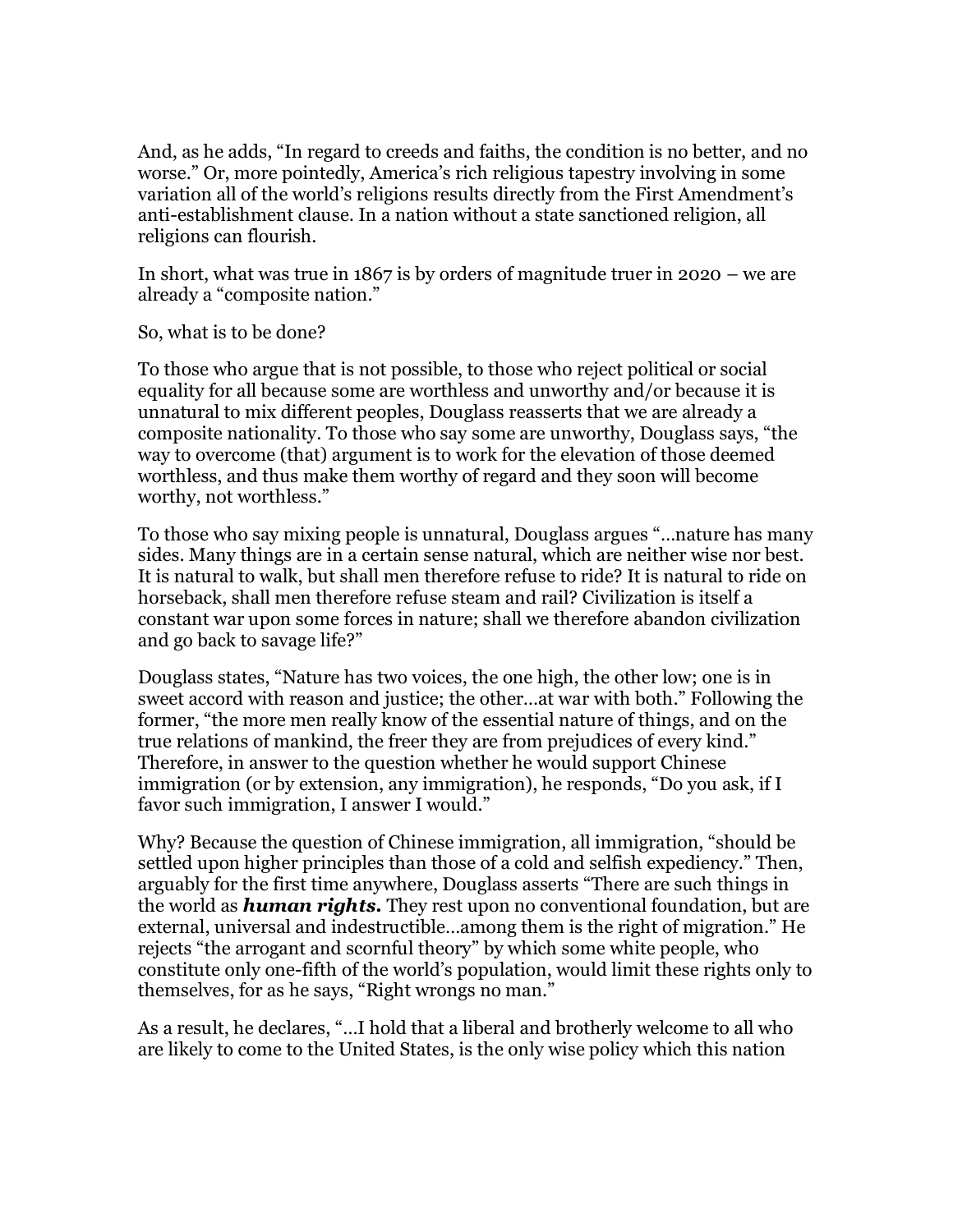And, as he adds, "In regard to creeds and faiths, the condition is no better, and no worse." Or, more pointedly, America's rich religious tapestry involving in some variation all of the world's religions results directly from the First Amendment's anti-establishment clause. In a nation without a state sanctioned religion, all religions can flourish.

In short, what was true in 1867 is by orders of magnitude truer in 2020 – we are already a "composite nation."

So, what is to be done?

To those who argue that is not possible, to those who reject political or social equality for all because some are worthless and unworthy and/or because it is unnatural to mix different peoples, Douglass reasserts that we are already a composite nationality. To those who say some are unworthy, Douglass says, "the way to overcome (that) argument is to work for the elevation of those deemed worthless, and thus make them worthy of regard and they soon will become worthy, not worthless."

To those who say mixing people is unnatural, Douglass argues "…nature has many sides. Many things are in a certain sense natural, which are neither wise nor best. It is natural to walk, but shall men therefore refuse to ride? It is natural to ride on horseback, shall men therefore refuse steam and rail? Civilization is itself a constant war upon some forces in nature; shall we therefore abandon civilization and go back to savage life?"

Douglass states, "Nature has two voices, the one high, the other low; one is in sweet accord with reason and justice; the other…at war with both." Following the former, "the more men really know of the essential nature of things, and on the true relations of mankind, the freer they are from prejudices of every kind." Therefore, in answer to the question whether he would support Chinese immigration (or by extension, any immigration), he responds, "Do you ask, if I favor such immigration, I answer I would."

Why? Because the question of Chinese immigration, all immigration, "should be settled upon higher principles than those of a cold and selfish expediency." Then, arguably for the first time anywhere, Douglass asserts "There are such things in the world as ***human rights.*** They rest upon no conventional foundation, but are external, universal and indestructible…among them is the right of migration." He rejects "the arrogant and scornful theory" by which some white people, who constitute only one-fifth of the world's population, would limit these rights only to themselves, for as he says, "Right wrongs no man."

As a result, he declares, "…I hold that a liberal and brotherly welcome to all who are likely to come to the United States, is the only wise policy which this nation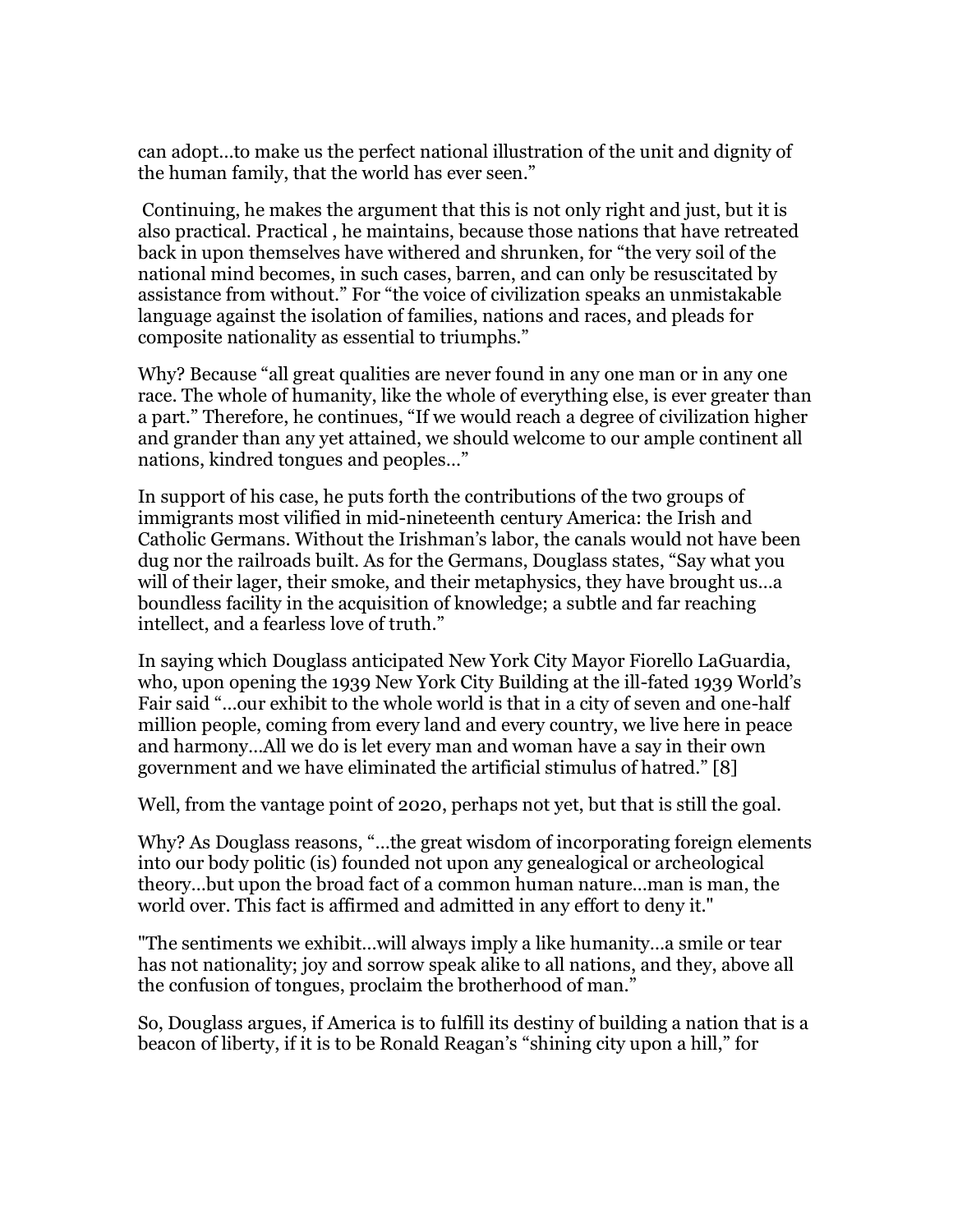can adopt…to make us the perfect national illustration of the unit and dignity of the human family, that the world has ever seen."

Continuing, he makes the argument that this is not only right and just, but it is also practical. Practical , he maintains, because those nations that have retreated back in upon themselves have withered and shrunken, for "the very soil of the national mind becomes, in such cases, barren, and can only be resuscitated by assistance from without." For "the voice of civilization speaks an unmistakable language against the isolation of families, nations and races, and pleads for composite nationality as essential to triumphs."

Why? Because "all great qualities are never found in any one man or in any one race. The whole of humanity, like the whole of everything else, is ever greater than a part." Therefore, he continues, "If we would reach a degree of civilization higher and grander than any yet attained, we should welcome to our ample continent all nations, kindred tongues and peoples…"

In support of his case, he puts forth the contributions of the two groups of immigrants most vilified in mid-nineteenth century America: the Irish and Catholic Germans. Without the Irishman's labor, the canals would not have been dug nor the railroads built. As for the Germans, Douglass states, "Say what you will of their lager, their smoke, and their metaphysics, they have brought us…a boundless facility in the acquisition of knowledge; a subtle and far reaching intellect, and a fearless love of truth."

In saying which Douglass anticipated New York City Mayor Fiorello LaGuardia, who, upon opening the 1939 New York City Building at the ill-fated 1939 World's Fair said "…our exhibit to the whole world is that in a city of seven and one-half million people, coming from every land and every country, we live here in peace and harmony…All we do is let every man and woman have a say in their own government and we have eliminated the artificial stimulus of hatred." [8]

Well, from the vantage point of 2020, perhaps not yet, but that is still the goal.

Why? As Douglass reasons, "…the great wisdom of incorporating foreign elements into our body politic (is) founded not upon any genealogical or archeological theory…but upon the broad fact of a common human nature…man is man, the world over. This fact is affirmed and admitted in any effort to deny it."

"The sentiments we exhibit…will always imply a like humanity…a smile or tear has not nationality; joy and sorrow speak alike to all nations, and they, above all the confusion of tongues, proclaim the brotherhood of man."

So, Douglass argues, if America is to fulfill its destiny of building a nation that is a beacon of liberty, if it is to be Ronald Reagan's "shining city upon a hill," for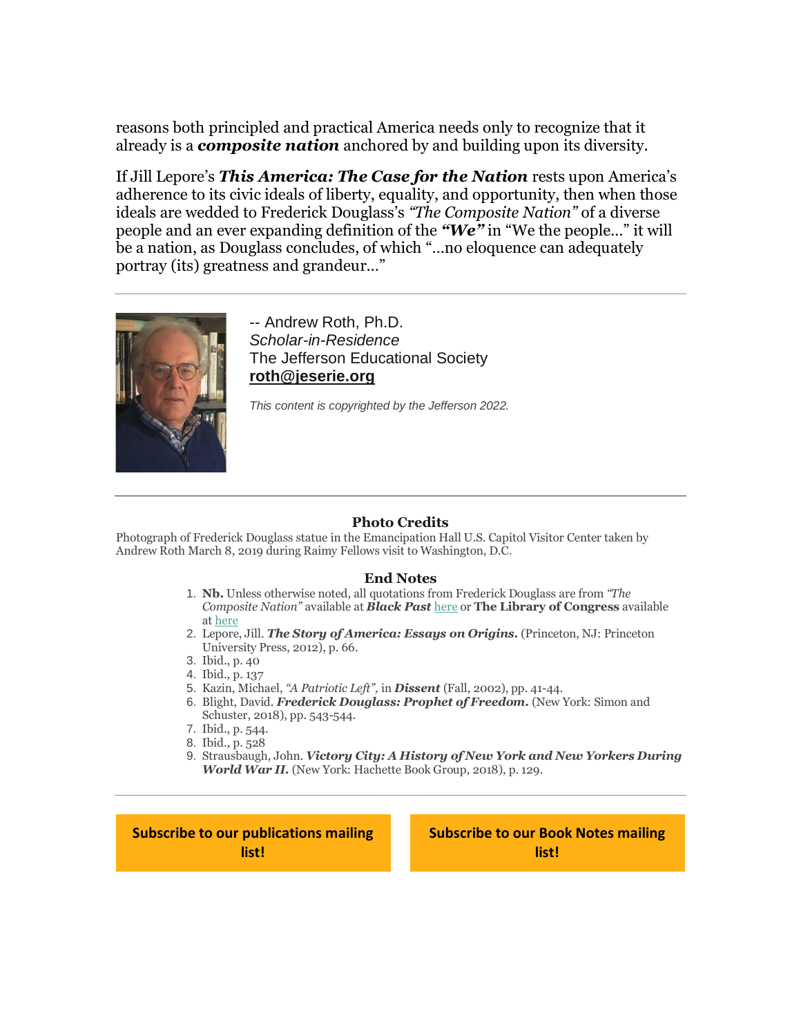reasons both principled and practical America needs only to recognize that it already is a ***composite nation*** anchored by and building upon its diversity.

If Jill Lepore's ***This America: The Case for the Nation*** rests upon America's adherence to its civic ideals of liberty, equality, and opportunity, then when those ideals are wedded to Frederick Douglass's *"The Composite Nation"* of a diverse people and an ever expanding definition of the ***"We"*** in "We the people…" it will be a nation, as Douglass concludes, of which "…no eloquence can adequately portray (its) greatness and grandeur…"

---

-- Andrew Roth, Ph.D.
*Scholar-in-Residence*
The Jefferson Educational Society
**roth@jeserie.org**

*This content is copyrighted by the Jefferson 2022.*

---

### Photo Credits

Photograph of Frederick Douglass statue in the Emancipation Hall U.S. Capitol Visitor Center taken by Andrew Roth March 8, 2019 during Raimy Fellows visit to Washington, D.C.

### End Notes

1. **Nb.** Unless otherwise noted, all quotations from Frederick Douglass are from *"The Composite Nation"* available at ***Black Past*** here or **The Library of Congress** available at here
2. Lepore, Jill. ***The Story of America: Essays on Origins.*** (Princeton, NJ: Princeton University Press, 2012), p. 66.
3. Ibid., p. 40
4. Ibid., p. 137
5. Kazin, Michael, *"A Patriotic Left"*, in ***Dissent*** (Fall, 2002), pp. 41-44.
6. Blight, David. ***Frederick Douglass: Prophet of Freedom.*** (New York: Simon and Schuster, 2018), pp. 543-544.
7. Ibid., p. 544.
8. Ibid., p. 528
9. Strausbaugh, John. ***Victory City: A History of New York and New Yorkers During World War II.*** (New York: Hachette Book Group, 2018), p. 129.

---

**Subscribe to our publications mailing list!**

**Subscribe to our Book Notes mailing list!**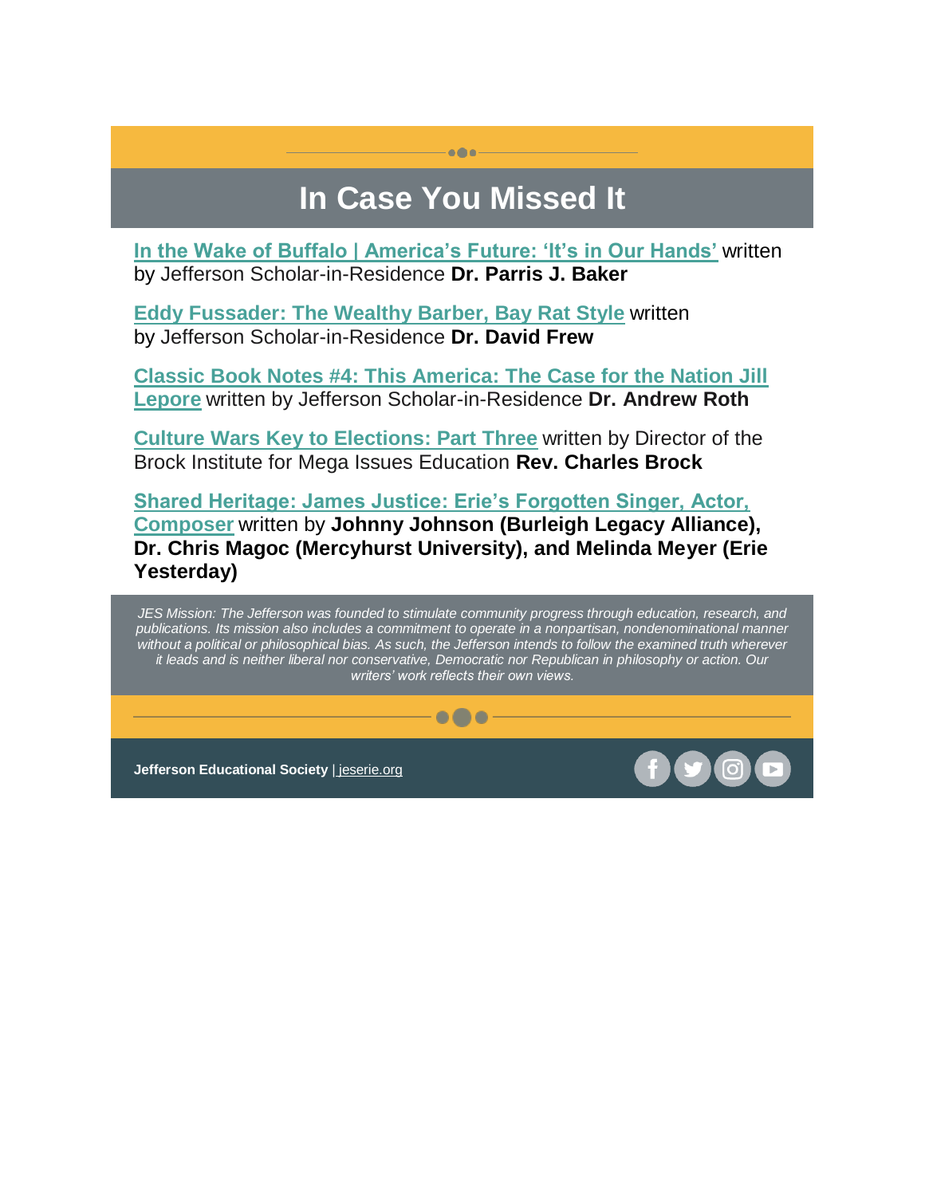# In Case You Missed It

**In the Wake of Buffalo | America's Future: 'It's in Our Hands'** written by Jefferson Scholar-in-Residence **Dr. Parris J. Baker**

**Eddy Fussader: The Wealthy Barber, Bay Rat Style** written by Jefferson Scholar-in-Residence **Dr. David Frew**

**Classic Book Notes #4: This America: The Case for the Nation Jill Lepore** written by Jefferson Scholar-in-Residence **Dr. Andrew Roth**

**Culture Wars Key to Elections: Part Three** written by Director of the Brock Institute for Mega Issues Education **Rev. Charles Brock**

**Shared Heritage: James Justice: Erie's Forgotten Singer, Actor, Composer** written by **Johnny Johnson (Burleigh Legacy Alliance), Dr. Chris Magoc (Mercyhurst University), and Melinda Meyer (Erie Yesterday)**

*JES Mission: The Jefferson was founded to stimulate community progress through education, research, and publications. Its mission also includes a commitment to operate in a nonpartisan, nondenominational manner without a political or philosophical bias. As such, the Jefferson intends to follow the examined truth wherever it leads and is neither liberal nor conservative, Democratic nor Republican in philosophy or action. Our writers' work reflects their own views.*

**Jefferson Educational Society** | jeserie.org